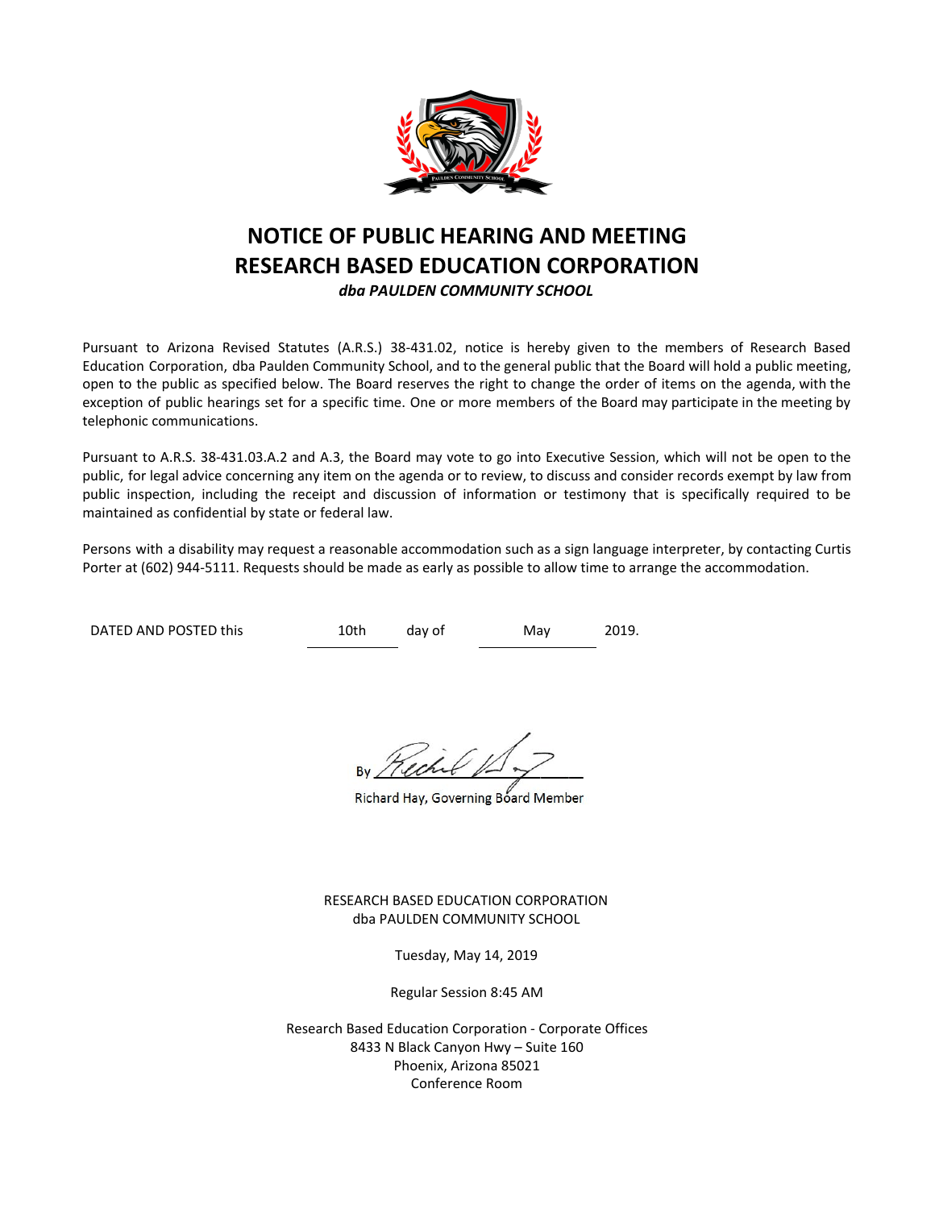# NOTICE OF PUBLIC HEARING AND MEETING
# RESEARCH BASED EDUCATION CORPORATION

***dba PAULDEN COMMUNITY SCHOOL***

Pursuant to Arizona Revised Statutes (A.R.S.) 38-431.02, notice is hereby given to the members of Research Based Education Corporation, dba Paulden Community School, and to the general public that the Board will hold a public meeting, open to the public as specified below. The Board reserves the right to change the order of items on the agenda, with the exception of public hearings set for a specific time. One or more members of the Board may participate in the meeting by telephonic communications.

Pursuant to A.R.S. 38-431.03.A.2 and A.3, the Board may vote to go into Executive Session, which will not be open to the public, for legal advice concerning any item on the agenda or to review, to discuss and consider records exempt by law from public inspection, including the receipt and discussion of information or testimony that is specifically required to be maintained as confidential by state or federal law.

Persons with a disability may request a reasonable accommodation such as a sign language interpreter, by contacting Curtis Porter at (602) 944-5111. Requests should be made as early as possible to allow time to arrange the accommodation.

DATED AND POSTED this 10th day of May 2019.

By ______________________

Richard Hay, Governing Board Member

RESEARCH BASED EDUCATION CORPORATION
dba PAULDEN COMMUNITY SCHOOL

Tuesday, May 14, 2019

Regular Session 8:45 AM

Research Based Education Corporation - Corporate Offices
8433 N Black Canyon Hwy – Suite 160
Phoenix, Arizona 85021
Conference Room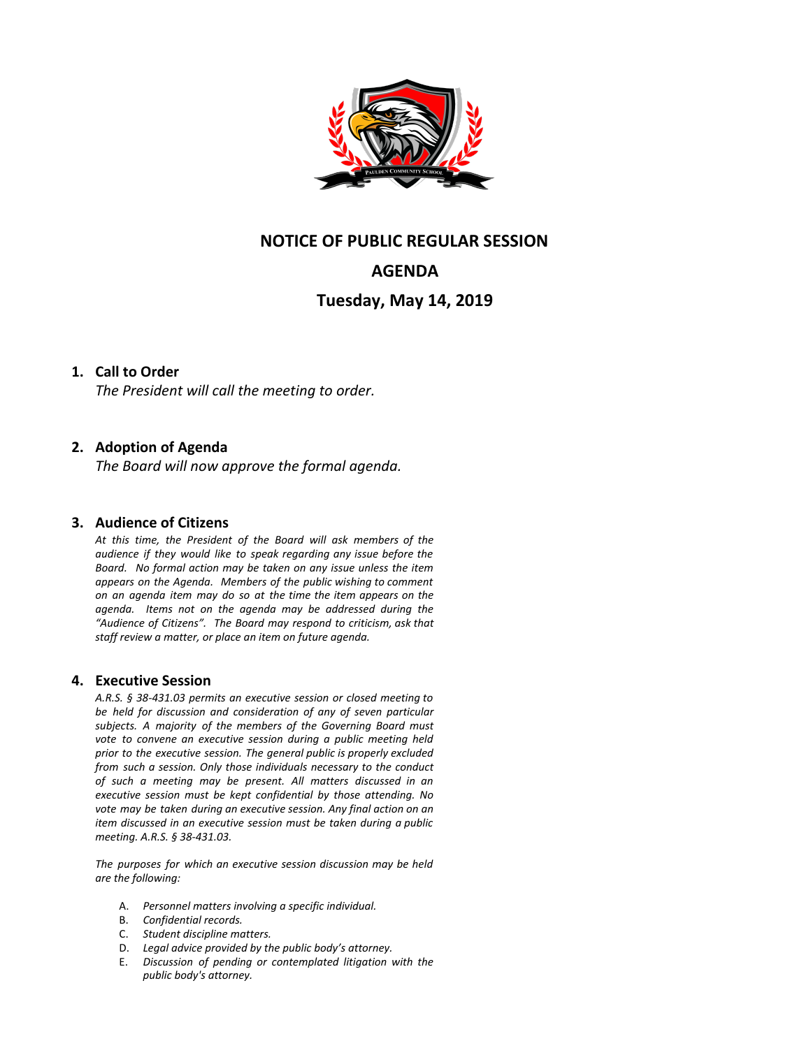# NOTICE OF PUBLIC REGULAR SESSION

# AGENDA

## Tuesday, May 14, 2019

### 1. Call to Order

*The President will call the meeting to order.*

### 2. Adoption of Agenda

*The Board will now approve the formal agenda.*

### 3. Audience of Citizens

*At this time, the President of the Board will ask members of the audience if they would like to speak regarding any issue before the Board. No formal action may be taken on any issue unless the item appears on the Agenda. Members of the public wishing to comment on an agenda item may do so at the time the item appears on the agenda. Items not on the agenda may be addressed during the "Audience of Citizens". The Board may respond to criticism, ask that staff review a matter, or place an item on future agenda.*

### 4. Executive Session

*A.R.S. § 38-431.03 permits an executive session or closed meeting to be held for discussion and consideration of any of seven particular subjects. A majority of the members of the Governing Board must vote to convene an executive session during a public meeting held prior to the executive session. The general public is properly excluded from such a session. Only those individuals necessary to the conduct of such a meeting may be present. All matters discussed in an executive session must be kept confidential by those attending. No vote may be taken during an executive session. Any final action on an item discussed in an executive session must be taken during a public meeting. A.R.S. § 38-431.03.*

*The purposes for which an executive session discussion may be held are the following:*

A. *Personnel matters involving a specific individual.*
B. *Confidential records.*
C. *Student discipline matters.*
D. *Legal advice provided by the public body's attorney.*
E. *Discussion of pending or contemplated litigation with the public body's attorney.*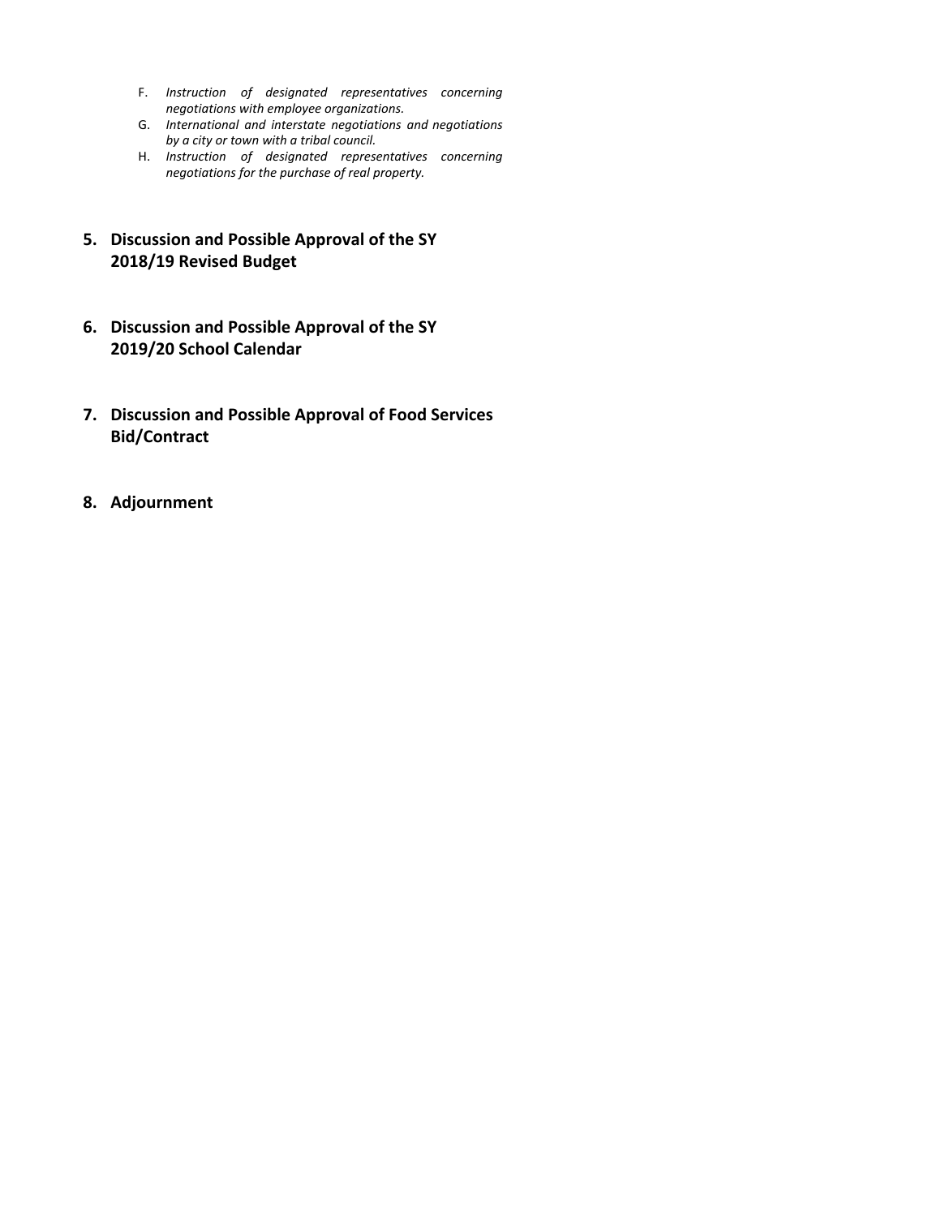F. *Instruction of designated representatives concerning negotiations with employee organizations.*
G. *International and interstate negotiations and negotiations by a city or town with a tribal council.*
H. *Instruction of designated representatives concerning negotiations for the purchase of real property.*

**5. Discussion and Possible Approval of the SY 2018/19 Revised Budget**

**6. Discussion and Possible Approval of the SY 2019/20 School Calendar**

**7. Discussion and Possible Approval of Food Services Bid/Contract**

**8. Adjournment**